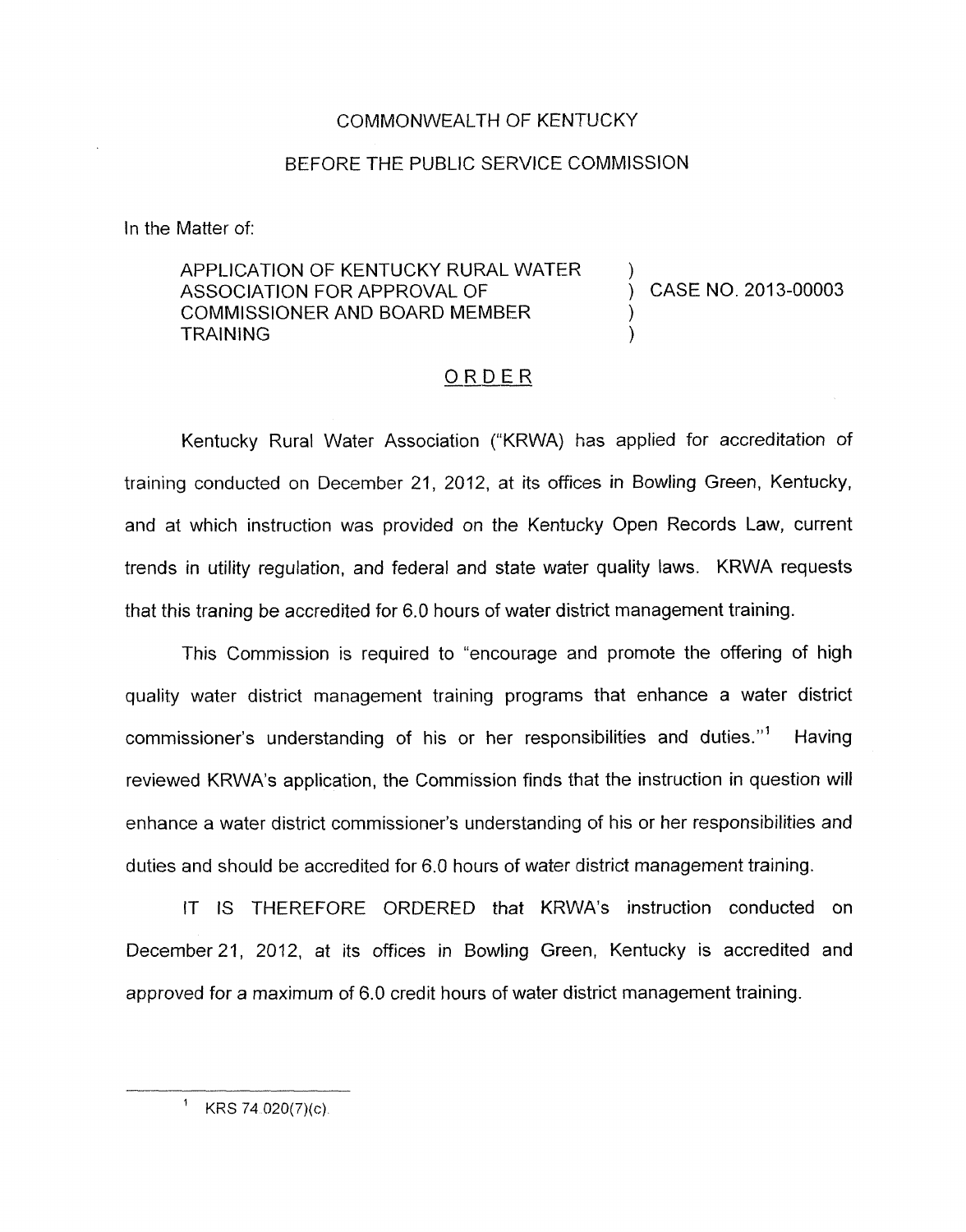COMMONWEALTH OF KENTUCKY

BEFORE THE PUBLIC SERVICE COMMISSION

In the Matter of:

| | | |
|---|---|---|
| APPLICATION OF KENTUCKY RURAL WATER ASSOCIATION FOR APPROVAL OF COMMISSIONER AND BOARD MEMBER TRAINING | ) | CASE NO. 2013-00003 |

## ORDER

Kentucky Rural Water Association ("KRWA) has applied for accreditation of training conducted on December 21, 2012, at its offices in Bowling Green, Kentucky, and at which instruction was provided on the Kentucky Open Records Law, current trends in utility regulation, and federal and state water quality laws. KRWA requests that this traning be accredited for 6.0 hours of water district management training.

This Commission is required to "encourage and promote the offering of high quality water district management training programs that enhance a water district commissioner's understanding of his or her responsibilities and duties."[1] Having reviewed KRWA's application, the Commission finds that the instruction in question will enhance a water district commissioner's understanding of his or her responsibilities and duties and should be accredited for 6.0 hours of water district management training.

IT IS THEREFORE ORDERED that KRWA's instruction conducted on December 21, 2012, at its offices in Bowling Green, Kentucky is accredited and approved for a maximum of 6.0 credit hours of water district management training.

---

[1] KRS 74.020(7)(c).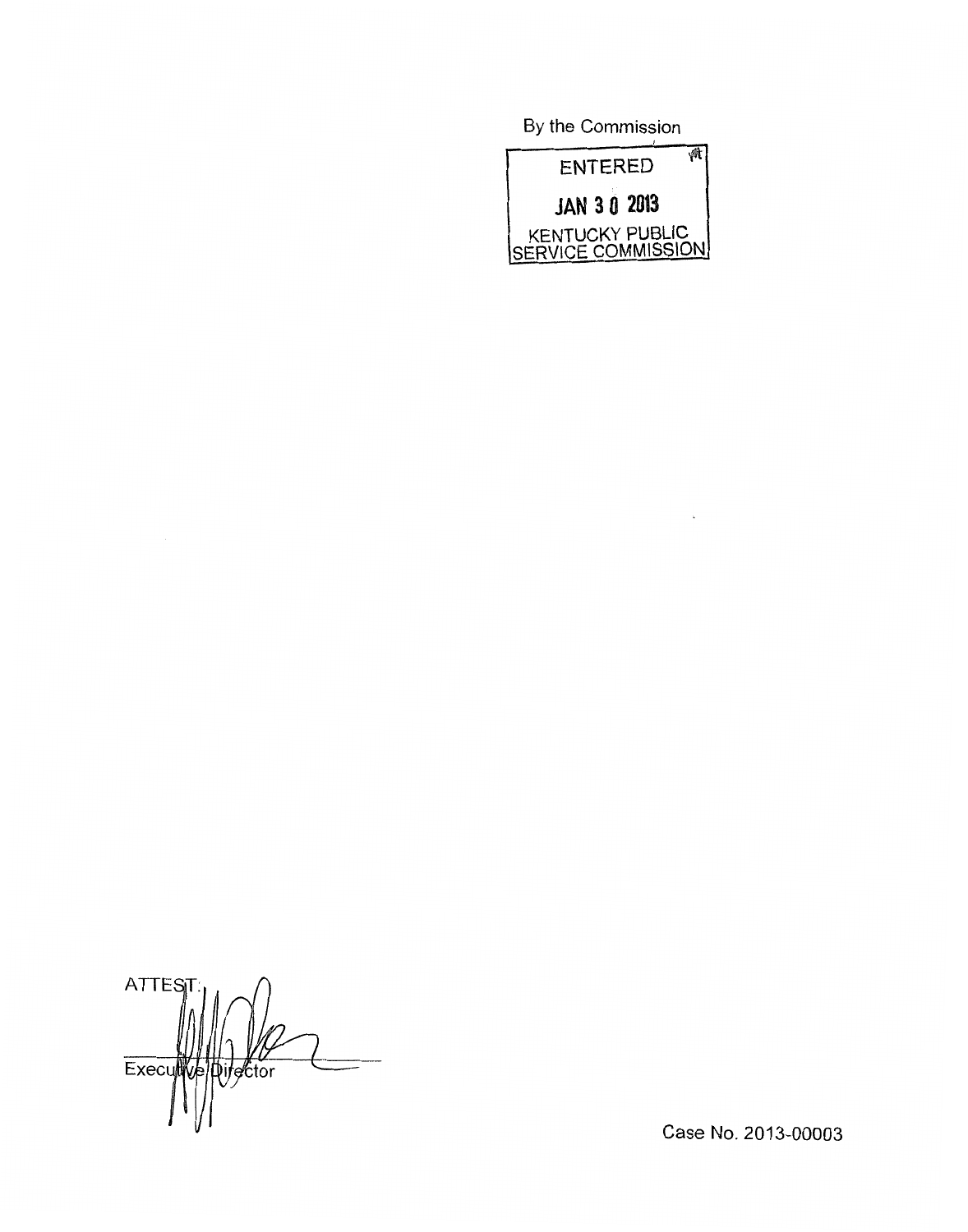By the Commission

ENTERED

JAN 30 2013

KENTUCKY PUBLIC SERVICE COMMISSION

ATTEST:

Executive Director

Case No. 2013-00003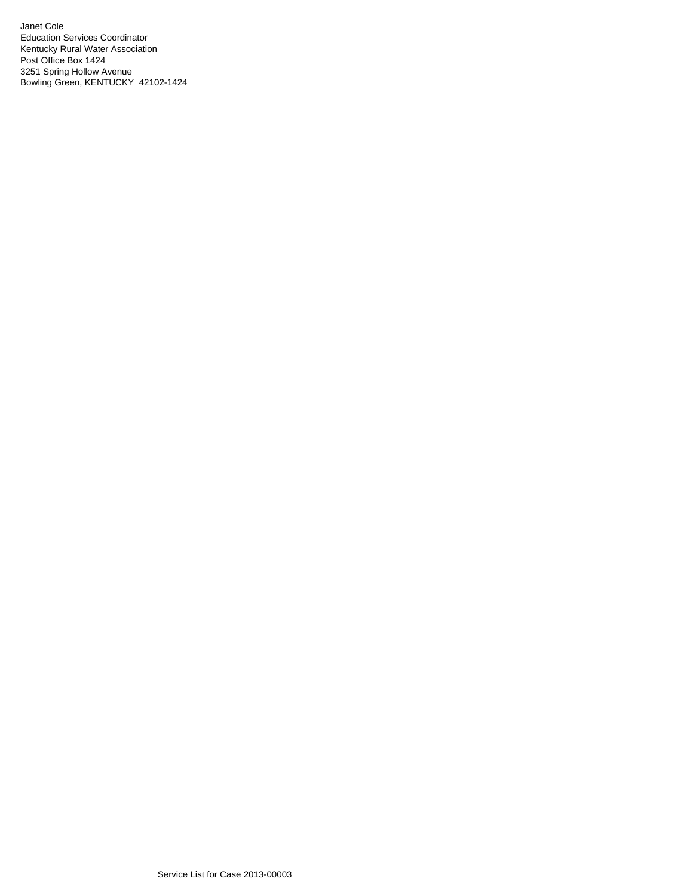Janet Cole
Education Services Coordinator
Kentucky Rural Water Association
Post Office Box 1424
3251 Spring Hollow Avenue
Bowling Green, KENTUCKY  42102-1424